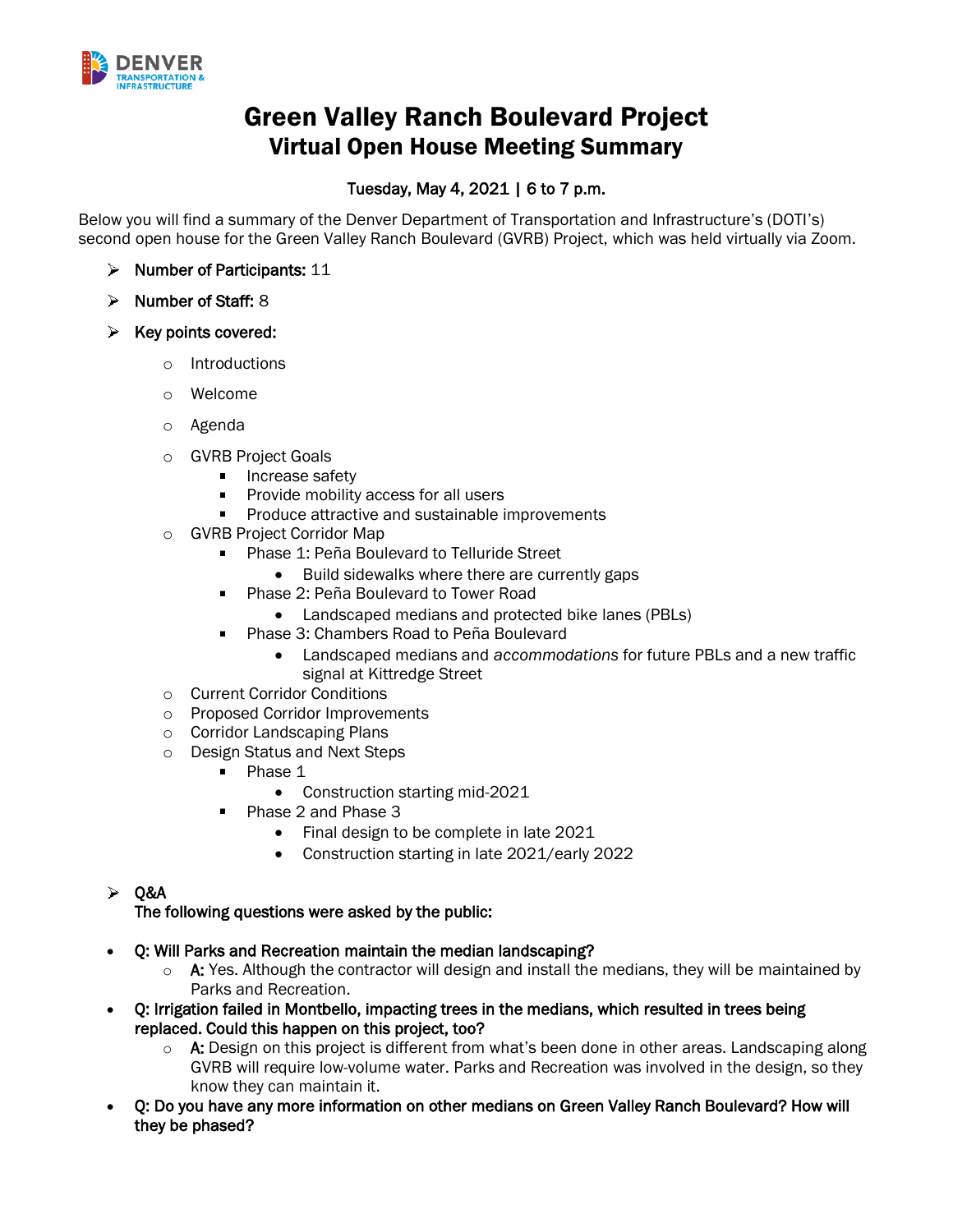# Green Valley Ranch Boulevard Project
## Virtual Open House Meeting Summary

**Tuesday, May 4, 2021 | 6 to 7 p.m.**

Below you will find a summary of the Denver Department of Transportation and Infrastructure's (DOTI's) second open house for the Green Valley Ranch Boulevard (GVRB) Project, which was held virtually via Zoom.

- **Number of Participants:** 11
- **Number of Staff:** 8
- **Key points covered:**
  - Introductions
  - Welcome
  - Agenda
  - GVRB Project Goals
    - Increase safety
    - Provide mobility access for all users
    - Produce attractive and sustainable improvements
  - GVRB Project Corridor Map
    - Phase 1: Peña Boulevard to Telluride Street
      - Build sidewalks where there are currently gaps
    - Phase 2: Peña Boulevard to Tower Road
      - Landscaped medians and protected bike lanes (PBLs)
    - Phase 3: Chambers Road to Peña Boulevard
      - Landscaped medians and *accommodations* for future PBLs and a new traffic signal at Kittredge Street
  - Current Corridor Conditions
  - Proposed Corridor Improvements
  - Corridor Landscaping Plans
  - Design Status and Next Steps
    - Phase 1
      - Construction starting mid-2021
    - Phase 2 and Phase 3
      - Final design to be complete in late 2021
      - Construction starting in late 2021/early 2022
- **Q&A**
  **The following questions were asked by the public:**

- **Q: Will Parks and Recreation maintain the median landscaping?**
  - **A:** Yes. Although the contractor will design and install the medians, they will be maintained by Parks and Recreation.
- **Q: Irrigation failed in Montbello, impacting trees in the medians, which resulted in trees being replaced. Could this happen on this project, too?**
  - **A:** Design on this project is different from what's been done in other areas. Landscaping along GVRB will require low-volume water. Parks and Recreation was involved in the design, so they know they can maintain it.
- **Q: Do you have any more information on other medians on Green Valley Ranch Boulevard? How will they be phased?**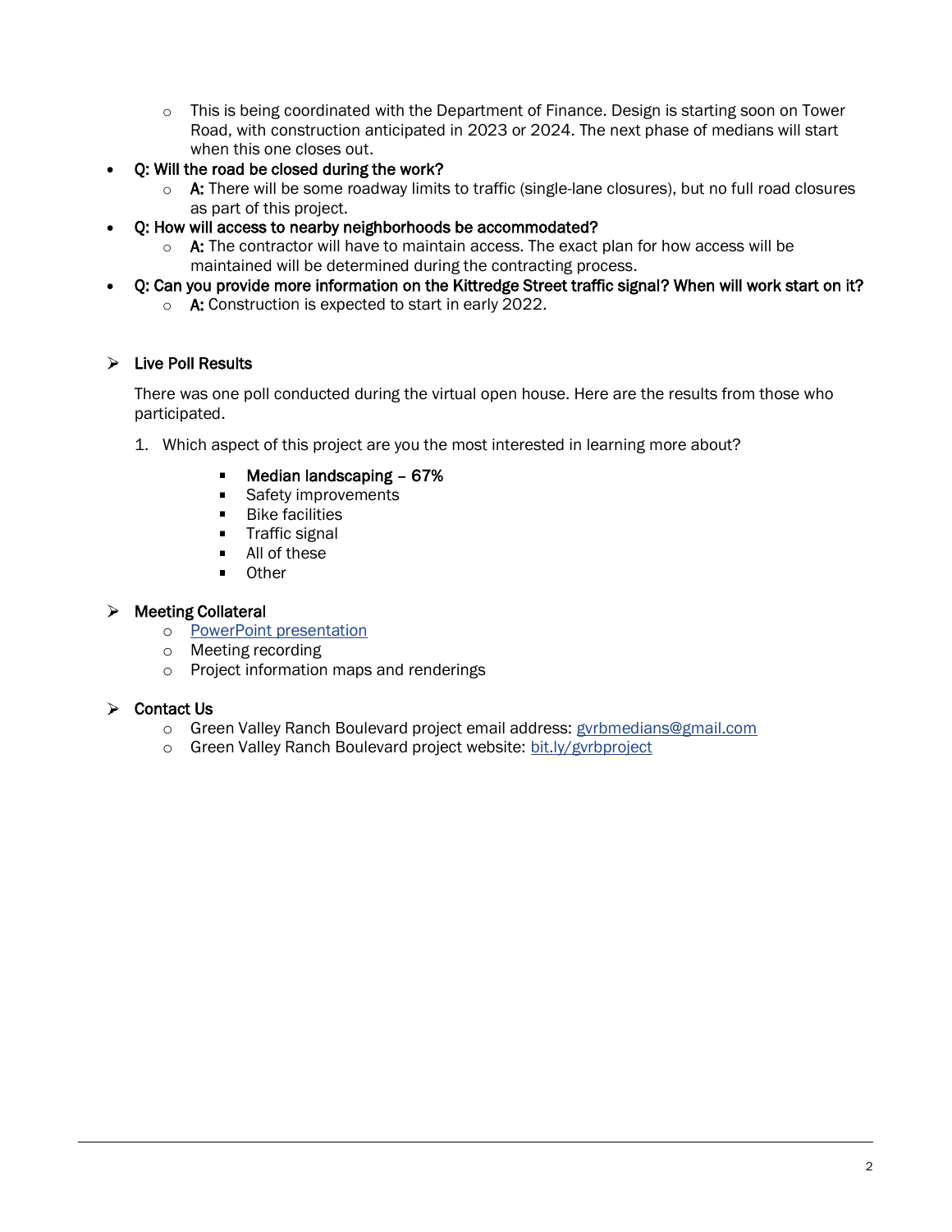- This is being coordinated with the Department of Finance. Design is starting soon on Tower Road, with construction anticipated in 2023 or 2024. The next phase of medians will start when this one closes out.
- Q: Will the road be closed during the work?
    - **A:** There will be some roadway limits to traffic (single-lane closures), but no full road closures as part of this project.
- Q: How will access to nearby neighborhoods be accommodated?
    - **A:** The contractor will have to maintain access. The exact plan for how access will be maintained will be determined during the contracting process.
- Q: Can you provide more information on the Kittredge Street traffic signal? When will work start on it?
    - **A:** Construction is expected to start in early 2022.

## Live Poll Results

There was one poll conducted during the virtual open house. Here are the results from those who participated.

1. Which aspect of this project are you the most interested in learning more about?
    - **Median landscaping – 67%**
    - Safety improvements
    - Bike facilities
    - Traffic signal
    - All of these
    - Other

## Meeting Collateral

- PowerPoint presentation
- Meeting recording
- Project information maps and renderings

## Contact Us

- Green Valley Ranch Boulevard project email address: gvrbmedians@gmail.com
- Green Valley Ranch Boulevard project website: bit.ly/gvrbproject